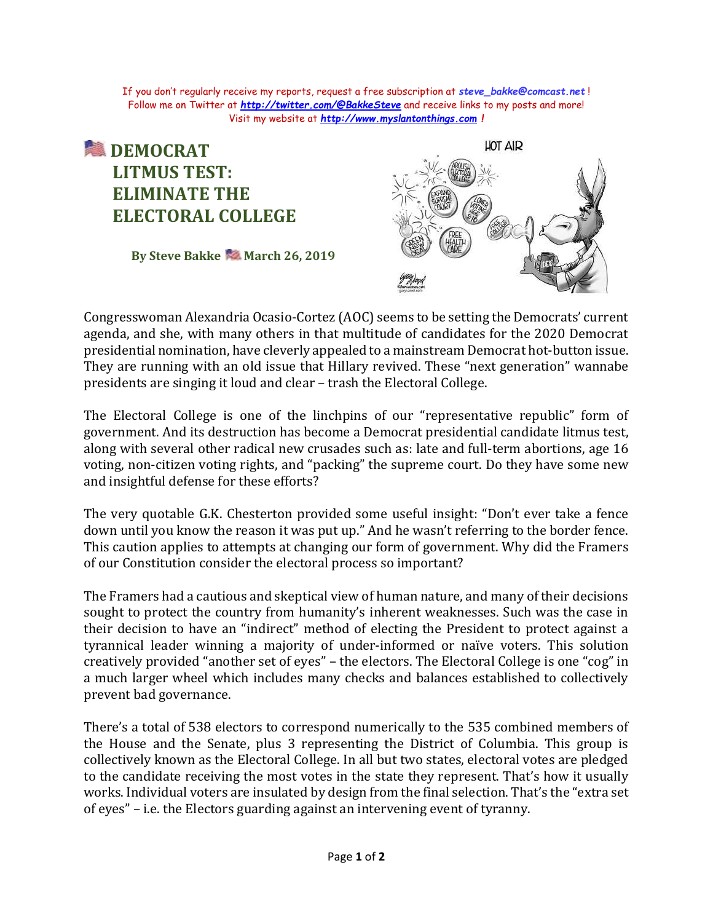If you don't regularly receive my reports, request a free subscription at ***steve_bakke@comcast.net*** !
Follow me on Twitter at [***http://twitter.com/@BakkeSteve***](http://twitter.com/@BakkeSteve) and receive links to my posts and more!
Visit my website at [***http://www.myslantonthings.com***](http://www.myslantonthings.com) **!**

# DEMOCRAT LITMUS TEST: ELIMINATE THE ELECTORAL COLLEGE

**By Steve Bakke March 26, 2019**

Congresswoman Alexandria Ocasio-Cortez (AOC) seems to be setting the Democrats' current agenda, and she, with many others in that multitude of candidates for the 2020 Democrat presidential nomination, have cleverly appealed to a mainstream Democrat hot-button issue. They are running with an old issue that Hillary revived. These "next generation" wannabe presidents are singing it loud and clear – trash the Electoral College.

The Electoral College is one of the linchpins of our "representative republic" form of government. And its destruction has become a Democrat presidential candidate litmus test, along with several other radical new crusades such as: late and full-term abortions, age 16 voting, non-citizen voting rights, and "packing" the supreme court. Do they have some new and insightful defense for these efforts?

The very quotable G.K. Chesterton provided some useful insight: "Don't ever take a fence down until you know the reason it was put up." And he wasn't referring to the border fence. This caution applies to attempts at changing our form of government. Why did the Framers of our Constitution consider the electoral process so important?

The Framers had a cautious and skeptical view of human nature, and many of their decisions sought to protect the country from humanity's inherent weaknesses. Such was the case in their decision to have an "indirect" method of electing the President to protect against a tyrannical leader winning a majority of under-informed or naïve voters. This solution creatively provided "another set of eyes" – the electors. The Electoral College is one "cog" in a much larger wheel which includes many checks and balances established to collectively prevent bad governance.

There's a total of 538 electors to correspond numerically to the 535 combined members of the House and the Senate, plus 3 representing the District of Columbia. This group is collectively known as the Electoral College. In all but two states, electoral votes are pledged to the candidate receiving the most votes in the state they represent. That's how it usually works. Individual voters are insulated by design from the final selection. That's the "extra set of eyes" – i.e. the Electors guarding against an intervening event of tyranny.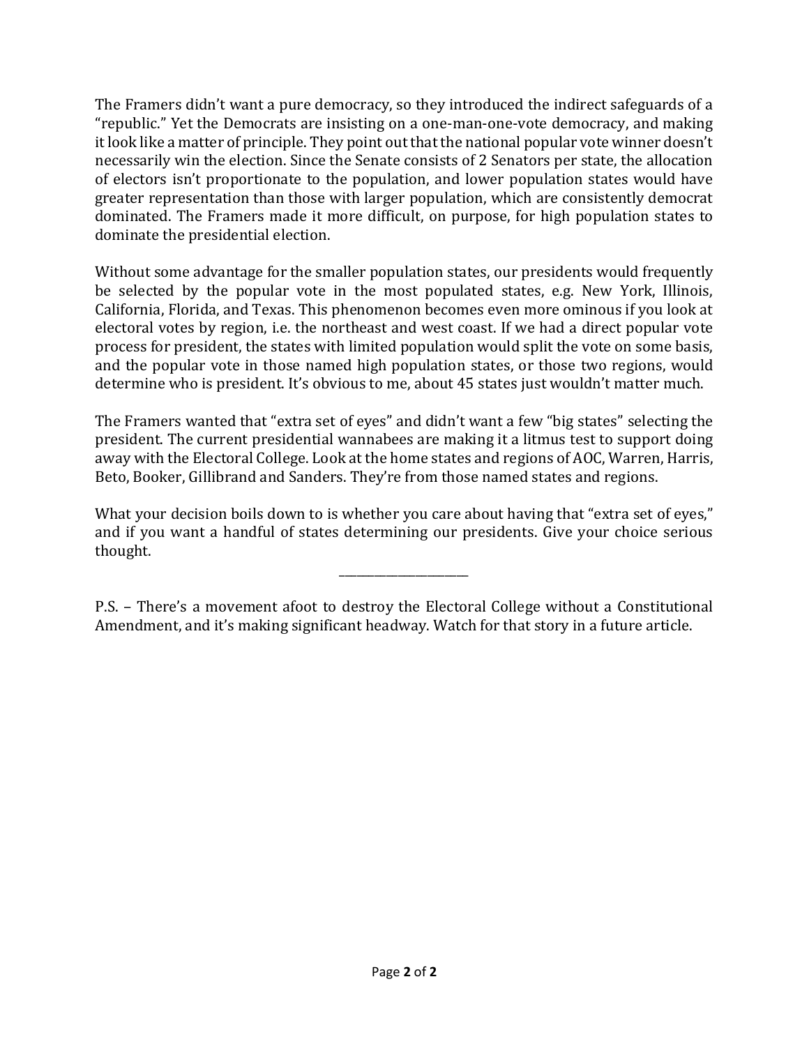The Framers didn't want a pure democracy, so they introduced the indirect safeguards of a "republic." Yet the Democrats are insisting on a one-man-one-vote democracy, and making it look like a matter of principle. They point out that the national popular vote winner doesn't necessarily win the election. Since the Senate consists of 2 Senators per state, the allocation of electors isn't proportionate to the population, and lower population states would have greater representation than those with larger population, which are consistently democrat dominated. The Framers made it more difficult, on purpose, for high population states to dominate the presidential election.

Without some advantage for the smaller population states, our presidents would frequently be selected by the popular vote in the most populated states, e.g. New York, Illinois, California, Florida, and Texas. This phenomenon becomes even more ominous if you look at electoral votes by region, i.e. the northeast and west coast. If we had a direct popular vote process for president, the states with limited population would split the vote on some basis, and the popular vote in those named high population states, or those two regions, would determine who is president. It's obvious to me, about 45 states just wouldn't matter much.

The Framers wanted that "extra set of eyes" and didn't want a few "big states" selecting the president. The current presidential wannabees are making it a litmus test to support doing away with the Electoral College. Look at the home states and regions of AOC, Warren, Harris, Beto, Booker, Gillibrand and Sanders. They're from those named states and regions.

What your decision boils down to is whether you care about having that "extra set of eyes," and if you want a handful of states determining our presidents. Give your choice serious thought.

---

P.S. – There's a movement afoot to destroy the Electoral College without a Constitutional Amendment, and it's making significant headway. Watch for that story in a future article.